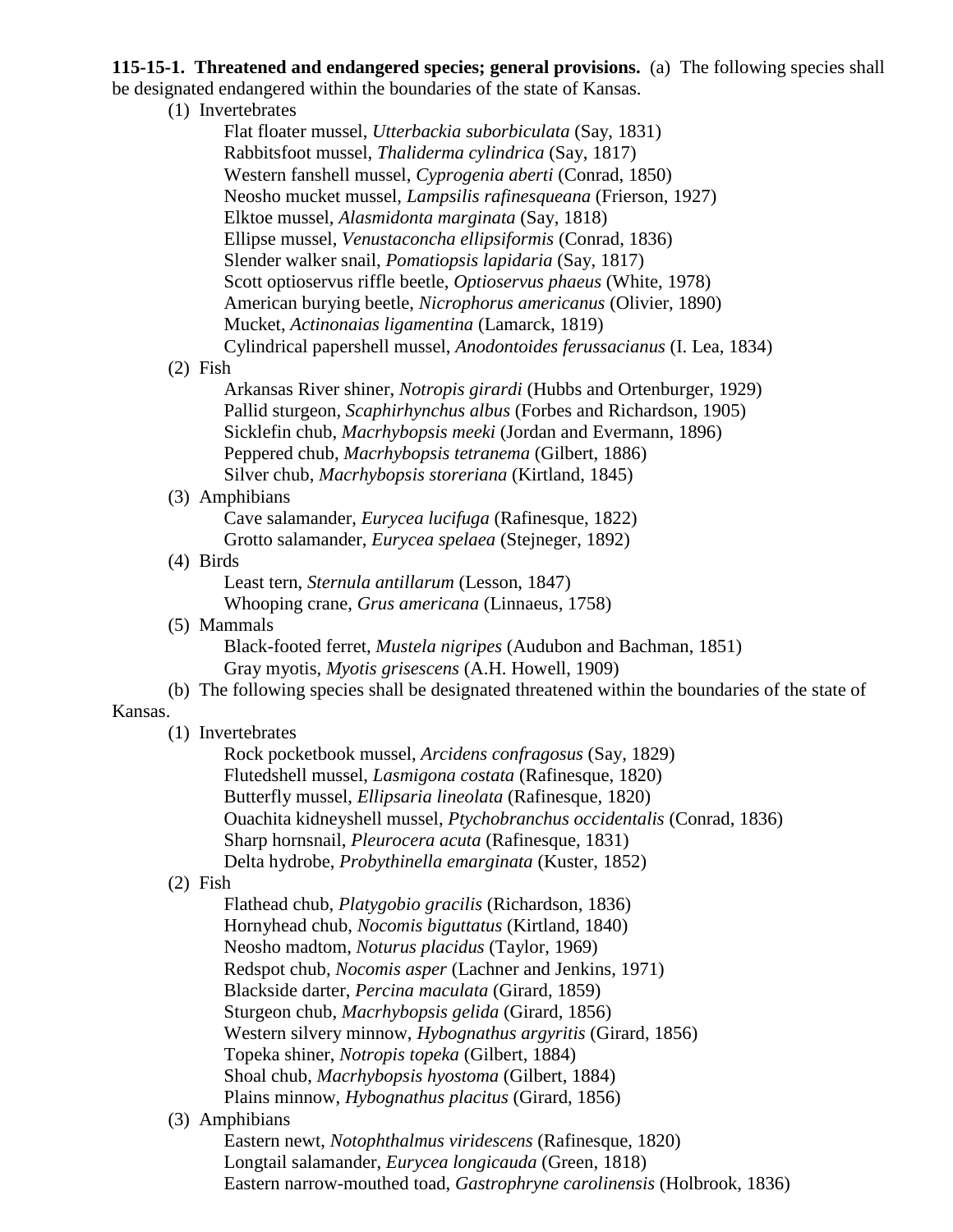**115-15-1. Threatened and endangered species; general provisions.** (a) The following species shall be designated endangered within the boundaries of the state of Kansas.

(1) Invertebrates

Flat floater mussel, *Utterbackia suborbiculata* (Say, 1831)
Rabbitsfoot mussel, *Thaliderma cylindrica* (Say, 1817)
Western fanshell mussel, *Cyprogenia aberti* (Conrad, 1850)
Neosho mucket mussel, *Lampsilis rafinesqueana* (Frierson, 1927)
Elktoe mussel, *Alasmidonta marginata* (Say, 1818)
Ellipse mussel, *Venustaconcha ellipsiformis* (Conrad, 1836)
Slender walker snail, *Pomatiopsis lapidaria* (Say, 1817)
Scott optioservus riffle beetle, *Optioservus phaeus* (White, 1978)
American burying beetle, *Nicrophorus americanus* (Olivier, 1890)
Mucket, *Actinonaias ligamentina* (Lamarck, 1819)
Cylindrical papershell mussel, *Anodontoides ferussacianus* (I. Lea, 1834)

(2) Fish

Arkansas River shiner, *Notropis girardi* (Hubbs and Ortenburger, 1929)
Pallid sturgeon, *Scaphirhynchus albus* (Forbes and Richardson, 1905)
Sicklefin chub, *Macrhybopsis meeki* (Jordan and Evermann, 1896)
Peppered chub, *Macrhybopsis tetranema* (Gilbert, 1886)
Silver chub, *Macrhybopsis storeriana* (Kirtland, 1845)

(3) Amphibians

Cave salamander, *Eurycea lucifuga* (Rafinesque, 1822)
Grotto salamander, *Eurycea spelaea* (Stejneger, 1892)

(4) Birds

Least tern, *Sternula antillarum* (Lesson, 1847)
Whooping crane, *Grus americana* (Linnaeus, 1758)

(5) Mammals

Black-footed ferret, *Mustela nigripes* (Audubon and Bachman, 1851)
Gray myotis, *Myotis grisescens* (A.H. Howell, 1909)

(b) The following species shall be designated threatened within the boundaries of the state of Kansas.

(1) Invertebrates

Rock pocketbook mussel, *Arcidens confragosus* (Say, 1829)
Flutedshell mussel, *Lasmigona costata* (Rafinesque, 1820)
Butterfly mussel, *Ellipsaria lineolata* (Rafinesque, 1820)
Ouachita kidneyshell mussel, *Ptychobranchus occidentalis* (Conrad, 1836)
Sharp hornsnail, *Pleurocera acuta* (Rafinesque, 1831)
Delta hydrobe, *Probythinella emarginata* (Kuster, 1852)

(2) Fish

Flathead chub, *Platygobio gracilis* (Richardson, 1836)
Hornyhead chub, *Nocomis biguttatus* (Kirtland, 1840)
Neosho madtom, *Noturus placidus* (Taylor, 1969)
Redspot chub, *Nocomis asper* (Lachner and Jenkins, 1971)
Blackside darter, *Percina maculata* (Girard, 1859)
Sturgeon chub, *Macrhybopsis gelida* (Girard, 1856)
Western silvery minnow, *Hybognathus argyritis* (Girard, 1856)
Topeka shiner, *Notropis topeka* (Gilbert, 1884)
Shoal chub, *Macrhybopsis hyostoma* (Gilbert, 1884)
Plains minnow, *Hybognathus placitus* (Girard, 1856)

(3) Amphibians

Eastern newt, *Notophthalmus viridescens* (Rafinesque, 1820)
Longtail salamander, *Eurycea longicauda* (Green, 1818)
Eastern narrow-mouthed toad, *Gastrophryne carolinensis* (Holbrook, 1836)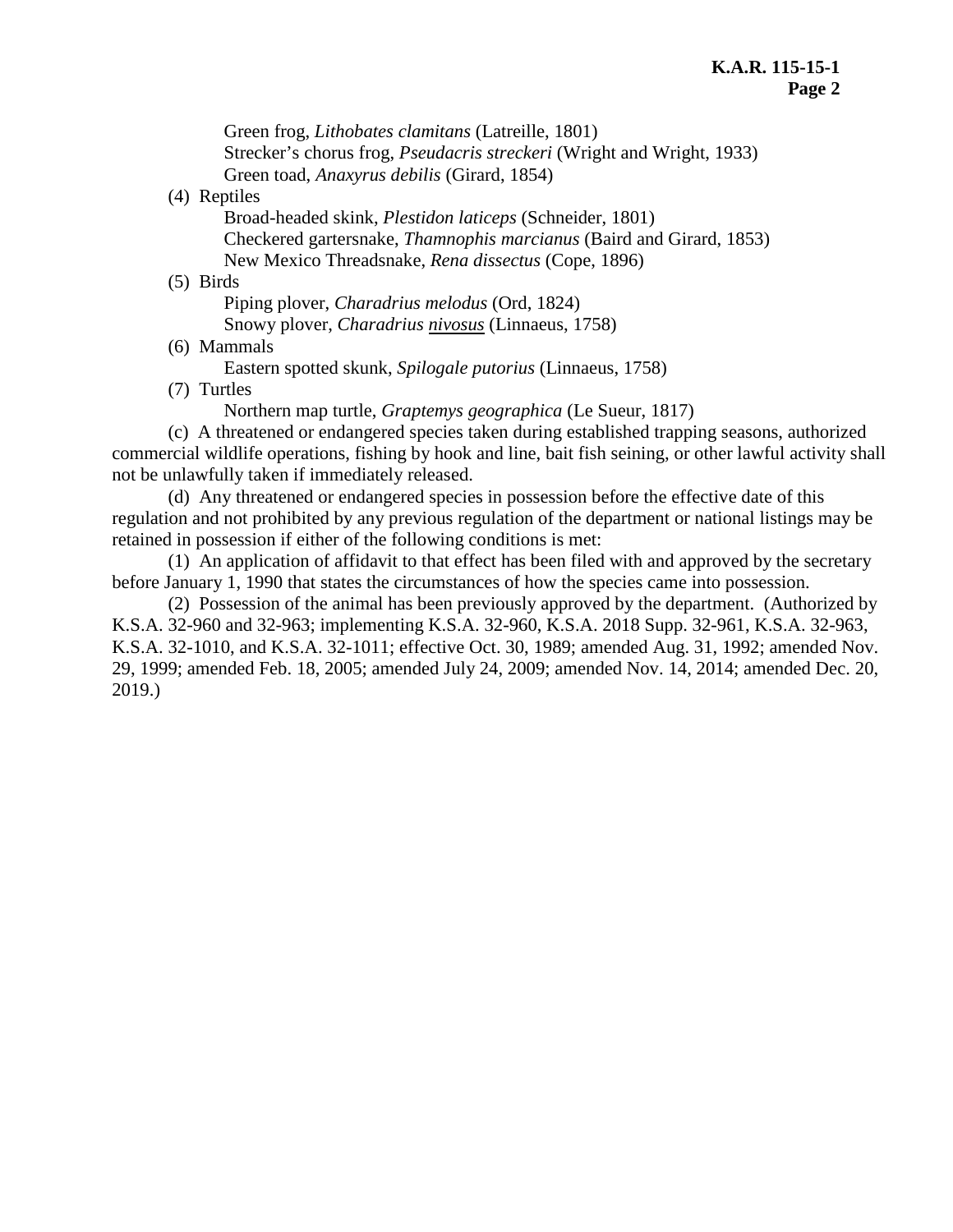Green frog, *Lithobates clamitans* (Latreille, 1801)
Strecker's chorus frog, *Pseudacris streckeri* (Wright and Wright, 1933)
Green toad, *Anaxyrus debilis* (Girard, 1854)

(4) Reptiles

Broad-headed skink, *Plestidon laticeps* (Schneider, 1801)
Checkered gartersnake, *Thamnophis marcianus* (Baird and Girard, 1853)
New Mexico Threadsnake, *Rena dissectus* (Cope, 1896)

(5) Birds

Piping plover, *Charadrius melodus* (Ord, 1824)
Snowy plover, *Charadrius <u>nivosus</u>* (Linnaeus, 1758)

(6) Mammals

Eastern spotted skunk, *Spilogale putorius* (Linnaeus, 1758)

(7) Turtles

Northern map turtle, *Graptemys geographica* (Le Sueur, 1817)

(c) A threatened or endangered species taken during established trapping seasons, authorized commercial wildlife operations, fishing by hook and line, bait fish seining, or other lawful activity shall not be unlawfully taken if immediately released.

(d) Any threatened or endangered species in possession before the effective date of this regulation and not prohibited by any previous regulation of the department or national listings may be retained in possession if either of the following conditions is met:

(1) An application of affidavit to that effect has been filed with and approved by the secretary before January 1, 1990 that states the circumstances of how the species came into possession.

(2) Possession of the animal has been previously approved by the department. (Authorized by K.S.A. 32-960 and 32-963; implementing K.S.A. 32-960, K.S.A. 2018 Supp. 32-961, K.S.A. 32-963, K.S.A. 32-1010, and K.S.A. 32-1011; effective Oct. 30, 1989; amended Aug. 31, 1992; amended Nov. 29, 1999; amended Feb. 18, 2005; amended July 24, 2009; amended Nov. 14, 2014; amended Dec. 20, 2019.)